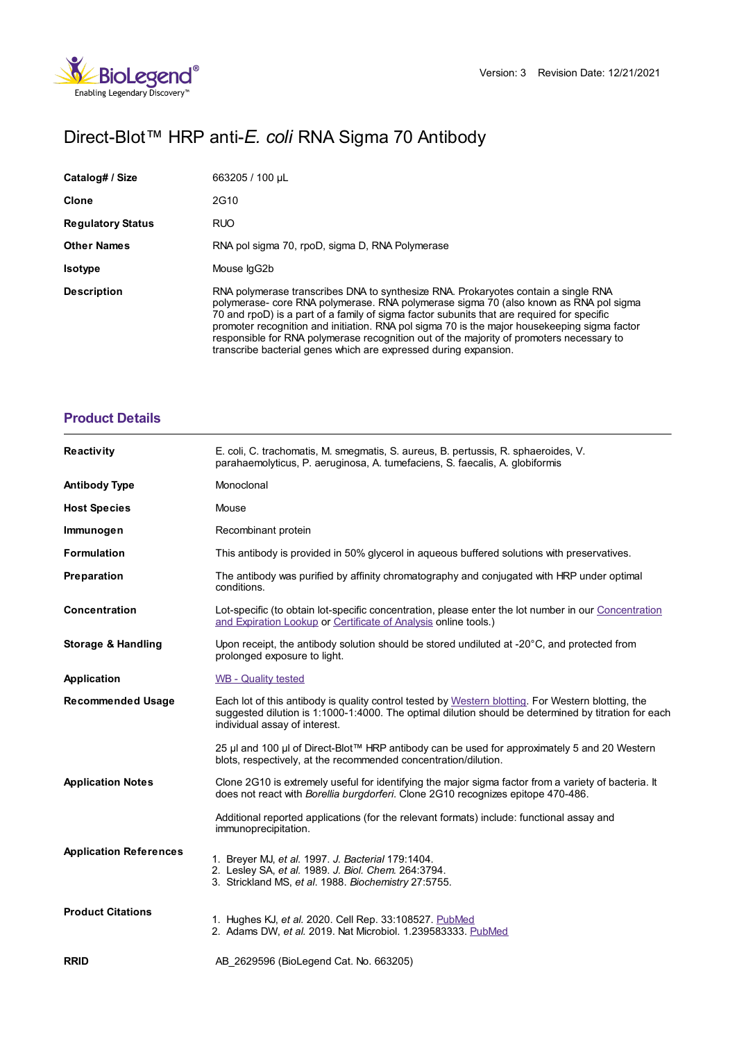# Direct-Blot™ HRP anti-*E. coli* RNA Sigma 70 Antibody

| | |
|---|---|
| **Catalog# / Size** | 663205 / 100 µL |
| **Clone** | 2G10 |
| **Regulatory Status** | RUO |
| **Other Names** | RNA pol sigma 70, rpoD, sigma D, RNA Polymerase |
| **Isotype** | Mouse IgG2b |
| **Description** | RNA polymerase transcribes DNA to synthesize RNA. Prokaryotes contain a single RNA polymerase- core RNA polymerase. RNA polymerase sigma 70 (also known as RNA pol sigma 70 and rpoD) is a part of a family of sigma factor subunits that are required for specific promoter recognition and initiation. RNA pol sigma 70 is the major housekeeping sigma factor responsible for RNA polymerase recognition out of the majority of promoters necessary to transcribe bacterial genes which are expressed during expansion. |

## Product Details

| | |
|---|---|
| **Reactivity** | E. coli, C. trachomatis, M. smegmatis, S. aureus, B. pertussis, R. sphaeroides, V. parahaemolyticus, P. aeruginosa, A. tumefaciens, S. faecalis, A. globiformis |
| **Antibody Type** | Monoclonal |
| **Host Species** | Mouse |
| **Immunogen** | Recombinant protein |
| **Formulation** | This antibody is provided in 50% glycerol in aqueous buffered solutions with preservatives. |
| **Preparation** | The antibody was purified by affinity chromatography and conjugated with HRP under optimal conditions. |
| **Concentration** | Lot-specific (to obtain lot-specific concentration, please enter the lot number in our Concentration and Expiration Lookup or Certificate of Analysis online tools.) |
| **Storage & Handling** | Upon receipt, the antibody solution should be stored undiluted at -20°C, and protected from prolonged exposure to light. |
| **Application** | WB - Quality tested |
| **Recommended Usage** | Each lot of this antibody is quality control tested by Western blotting. For Western blotting, the suggested dilution is 1:1000-1:4000. The optimal dilution should be determined by titration for each individual assay of interest.<br><br>25 µl and 100 µl of Direct-Blot™ HRP antibody can be used for approximately 5 and 20 Western blots, respectively, at the recommended concentration/dilution. |
| **Application Notes** | Clone 2G10 is extremely useful for identifying the major sigma factor from a variety of bacteria. It does not react with *Borellia burgdorferi*. Clone 2G10 recognizes epitope 470-486.<br><br>Additional reported applications (for the relevant formats) include: functional assay and immunoprecipitation. |
| **Application References** | 1. Breyer MJ, *et al.* 1997. *J. Bacterial* 179:1404.<br>2. Lesley SA, *et al.* 1989. *J. Biol. Chem.* 264:3794.<br>3. Strickland MS, *et al.* 1988. *Biochemistry* 27:5755. |
| **Product Citations** | 1. Hughes KJ, *et al.* 2020. Cell Rep. 33:108527. PubMed<br>2. Adams DW, *et al.* 2019. Nat Microbiol. 1.239583333. PubMed |
| **RRID** | AB_2629596 (BioLegend Cat. No. 663205) |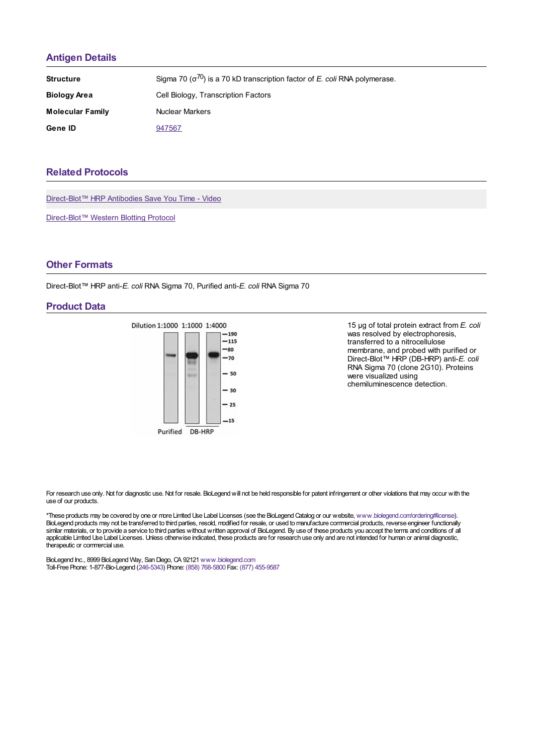## Antigen Details

| | |
|---|---|
| **Structure** | Sigma 70 ($\sigma^{70}$) is a 70 kD transcription factor of *E. coli* RNA polymerase. |
| **Biology Area** | Cell Biology, Transcription Factors |
| **Molecular Family** | Nuclear Markers |
| **Gene ID** | 947567 |

## Related Protocols

Direct-Blot™ HRP Antibodies Save You Time - Video

Direct-Blot™ Western Blotting Protocol

## Other Formats

Direct-Blot™ HRP anti-*E. coli* RNA Sigma 70, Purified anti-*E. coli* RNA Sigma 70

## Product Data

Dilution 1:1000 1:1000 1:4000

190
115
80
70
50
30
25
15

Purified DB-HRP

15 µg of total protein extract from *E. coli* was resolved by electrophoresis, transferred to a nitrocellulose membrane, and probed with purified or Direct-Blot™ HRP (DB-HRP) anti-*E. coli* RNA Sigma 70 (clone 2G10). Proteins were visualized using chemiluminescence detection.

For research use only. Not for diagnostic use. Not for resale. BioLegend will not be held responsible for patent infringement or other violations that may occur with the use of our products.

*These products may be covered by one or more Limited Use Label Licenses (see the BioLegend Catalog or our website, www.biolegend.com/ordering#license). BioLegend products may not be transferred to third parties, resold, modified for resale, or used to manufacture commercial products, reverse engineer functionally similar materials, or to provide a service to third parties without written approval of BioLegend. By use of these products you accept the terms and conditions of all applicable Limited Use Label Licenses. Unless otherwise indicated, these products are for research use only and are not intended for human or animal diagnostic, therapeutic or commercial use.

BioLegend Inc., 8999 BioLegend Way, San Diego, CA 92121 www.biolegend.com
Toll-Free Phone: 1-877-Bio-Legend (246-5343) Phone: (858) 768-5800 Fax: (877) 455-9587